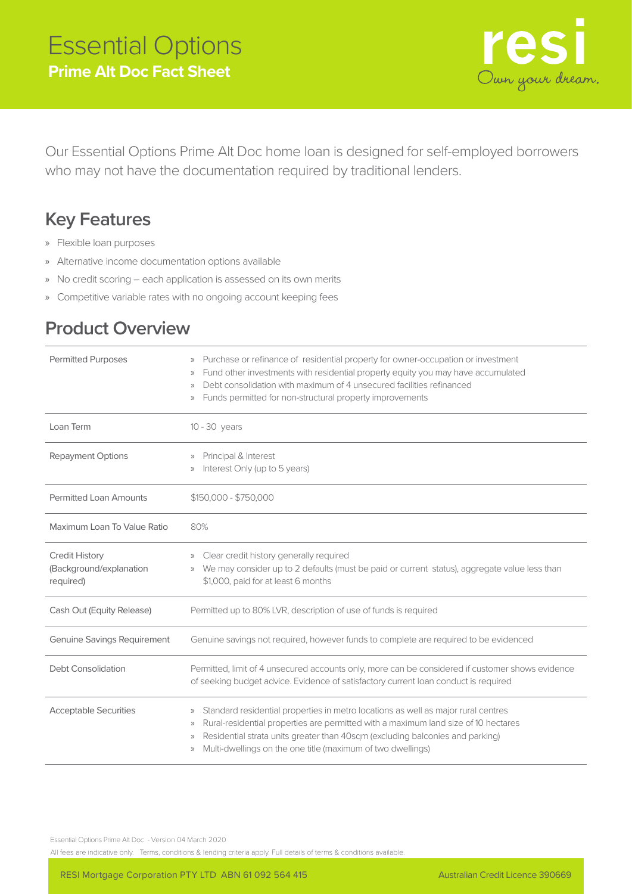# Essential Options

## Prime Alt Doc Fact Sheet

resi
Own your dream.

Our Essential Options Prime Alt Doc home loan is designed for self-employed borrowers who may not have the documentation required by traditional lenders.

## Key Features

- Flexible loan purposes
- Alternative income documentation options available
- No credit scoring – each application is assessed on its own merits
- Competitive variable rates with no ongoing account keeping fees

## Product Overview

| | |
|---|---|
| Permitted Purposes | » Purchase or refinance of residential property for owner-occupation or investment<br>» Fund other investments with residential property equity you may have accumulated<br>» Debt consolidation with maximum of 4 unsecured facilities refinanced<br>» Funds permitted for non-structural property improvements |
| Loan Term | 10 - 30 years |
| Repayment Options | » Principal & Interest<br>» Interest Only (up to 5 years) |
| Permitted Loan Amounts | $150,000 - $750,000 |
| Maximum Loan To Value Ratio | 80% |
| Credit History (Background/explanation required) | » Clear credit history generally required<br>» We may consider up to 2 defaults (must be paid or current status), aggregate value less than $1,000, paid for at least 6 months |
| Cash Out (Equity Release) | Permitted up to 80% LVR, description of use of funds is required |
| Genuine Savings Requirement | Genuine savings not required, however funds to complete are required to be evidenced |
| Debt Consolidation | Permitted, limit of 4 unsecured accounts only, more can be considered if customer shows evidence of seeking budget advice. Evidence of satisfactory current loan conduct is required |
| Acceptable Securities | » Standard residential properties in metro locations as well as major rural centres<br>» Rural-residential properties are permitted with a maximum land size of 10 hectares<br>» Residential strata units greater than 40sqm (excluding balconies and parking)<br>» Multi-dwellings on the one title (maximum of two dwellings) |

Essential Options Prime Alt Doc - Version 04 March 2020

All fees are indicative only. Terms, conditions & lending criteria apply. Full details of terms & conditions available.

RESI Mortgage Corporation PTY LTD ABN 61 092 564 415 Australian Credit Licence 390669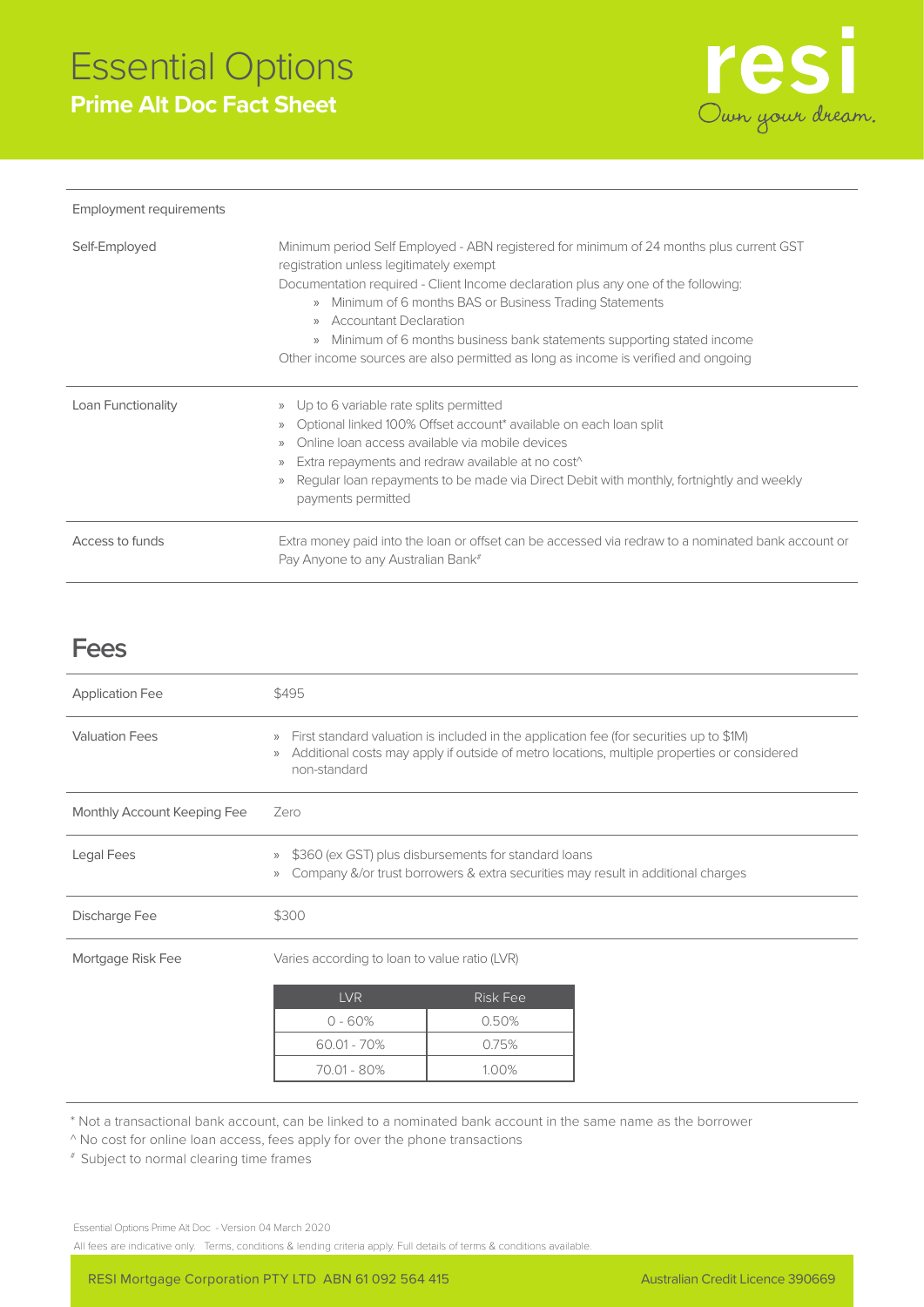# Essential Options

## Prime Alt Doc Fact Sheet

resi
Own your dream.

| | |
|---|---|
| Employment requirements | |
| Self-Employed | Minimum period Self Employed - ABN registered for minimum of 24 months plus current GST registration unless legitimately exempt<br>Documentation required - Client Income declaration plus any one of the following:<br>» Minimum of 6 months BAS or Business Trading Statements<br>» Accountant Declaration<br>» Minimum of 6 months business bank statements supporting stated income<br>Other income sources are also permitted as long as income is verified and ongoing |
| Loan Functionality | » Up to 6 variable rate splits permitted<br>» Optional linked 100% Offset account* available on each loan split<br>» Online loan access available via mobile devices<br>» Extra repayments and redraw available at no cost^<br>» Regular loan repayments to be made via Direct Debit with monthly, fortnightly and weekly payments permitted |
| Access to funds | Extra money paid into the loan or offset can be accessed via redraw to a nominated bank account or Pay Anyone to any Australian Bank# |

## Fees

| | |
|---|---|
| Application Fee | $495 |
| Valuation Fees | » First standard valuation is included in the application fee (for securities up to $1M)<br>» Additional costs may apply if outside of metro locations, multiple properties or considered non-standard |
| Monthly Account Keeping Fee | Zero |
| Legal Fees | » $360 (ex GST) plus disbursements for standard loans<br>» Company &/or trust borrowers & extra securities may result in additional charges |
| Discharge Fee | $300 |
| Mortgage Risk Fee | Varies according to loan to value ratio (LVR) |

| LVR | Risk Fee |
|---|---|
| 0 - 60% | 0.50% |
| 60.01 - 70% | 0.75% |
| 70.01 - 80% | 1.00% |

* Not a transactional bank account, can be linked to a nominated bank account in the same name as the borrower
^ No cost for online loan access, fees apply for over the phone transactions
# Subject to normal clearing time frames

Essential Options Prime Alt Doc - Version 04 March 2020

All fees are indicative only. Terms, conditions & lending criteria apply. Full details of terms & conditions available.

RESI Mortgage Corporation PTY LTD ABN 61 092 564 415 Australian Credit Licence 390669